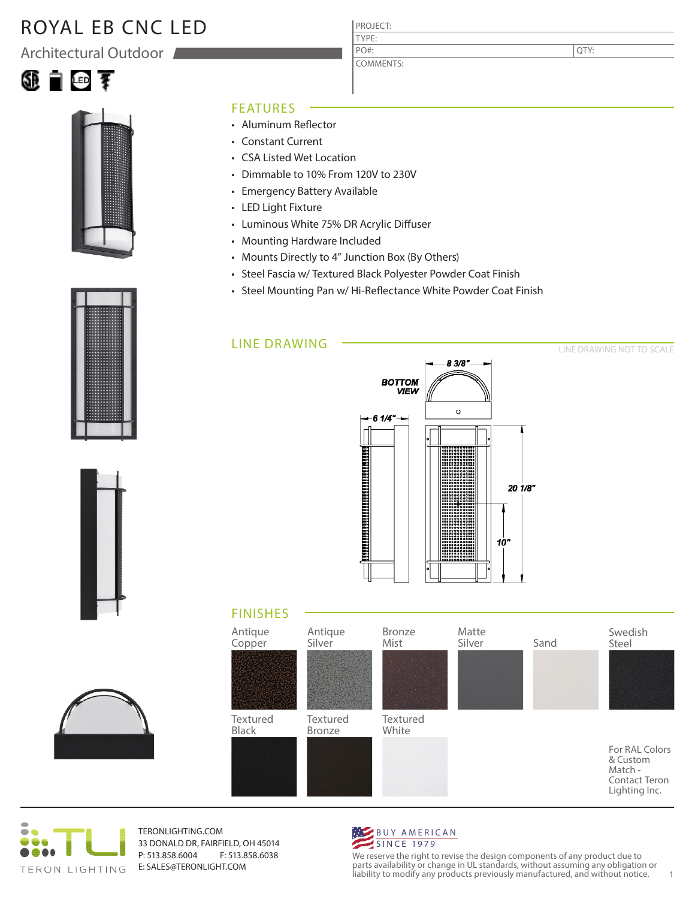# ROYAL EB CNC LED

## Architectural Outdoor

| PROJECT: | |
|---|---|
| TYPE: | |
| PO#: | QTY: |
| COMMENTS: | |

## FEATURES

- Aluminum Reflector
- Constant Current
- CSA Listed Wet Location
- Dimmable to 10% From 120V to 230V
- Emergency Battery Available
- LED Light Fixture
- Luminous White 75% DR Acrylic Diffuser
- Mounting Hardware Included
- Mounts Directly to 4" Junction Box (By Others)
- Steel Fascia w/ Textured Black Polyester Powder Coat Finish
- Steel Mounting Pan w/ Hi-Reflectance White Powder Coat Finish

## LINE DRAWING

LINE DRAWING NOT TO SCALE

BOTTOM VIEW

8 3/8"

6 1/4"

20 1/8"

10"

## FINISHES

Antique Copper

Antique Silver

Bronze Mist

Matte Silver

Sand

Swedish Steel

Textured Black

Textured Bronze

Textured White

For RAL Colors & Custom Match - Contact Teron Lighting Inc.

TERON LIGHTING

TERONLIGHTING.COM
33 DONALD DR, FAIRFIELD, OH 45014
P: 513.858.6004 F: 513.858.6038
E: SALES@TERONLIGHT.COM

BUY AMERICAN SINCE 1979

We reserve the right to revise the design components of any product due to parts availability or change in UL standards, without assuming any obligation or liability to modify any products previously manufactured, and without notice.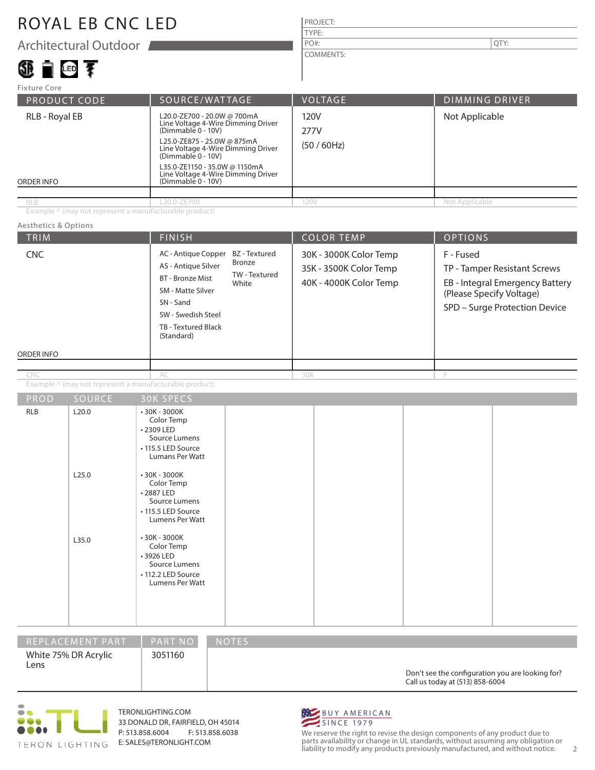# ROYAL EB CNC LED

## Architectural Outdoor

| PROJECT: | |
|---|---|
| TYPE: | |
| PO#: | QTY: |
| COMMENTS: | |

Fixture Core

| PRODUCT CODE | SOURCE/WATTAGE | VOLTAGE | DIMMING DRIVER |
|---|---|---|---|
| RLB - Royal EB | L20.0-ZE700 - 20.0W @ 700mA Line Voltage 4-Wire Dimming Driver (Dimmable 0 - 10V)<br>L25.0-ZE875 - 25.0W @ 875mA Line Voltage 4-Wire Dimming Driver (Dimmable 0 - 10V)<br>L35.0-ZE1150 - 35.0W @ 1150mA Line Voltage 4-Wire Dimming Driver (Dimmable 0 - 10V) | 120V<br>277V<br>(50 / 60Hz) | Not Applicable |
| ORDER INFO | | | |
| RLB | L20.0-ZE700 | 120V | Not Applicable |

Example ^ (may not represent a manufacturable product)

Aesthetics & Options

| TRIM | FINISH | COLOR TEMP | OPTIONS |
|---|---|---|---|
| CNC | AC - Antique Copper<br>AS - Antique Silver<br>BT - Bronze Mist<br>SM - Matte Silver<br>SN - Sand<br>SW - Swedish Steel<br>TB - Textured Black (Standard)<br>BZ - Textured Bronze<br>TW - Textured White | 30K - 3000K Color Temp<br>35K - 3500K Color Temp<br>40K - 4000K Color Temp | F - Fused<br>TP - Tamper Resistant Screws<br>EB - Integral Emergency Battery (Please Specify Voltage)<br>SPD – Surge Protection Device |
| ORDER INFO | | | |
| CNC | AC | 30K | F |

Example ^ (may not represent a manufacturable product)

| PROD | SOURCE | 30K SPECS |
|---|---|---|
| RLB | L20.0 | • 30K - 3000K Color Temp<br>• 2309 LED Source Lumens<br>• 115.5 LED Source Lumans Per Watt |
| | L25.0 | • 30K - 3000K Color Temp<br>• 2887 LED Source Lumens<br>• 115.5 LED Source Lumens Per Watt |
| | L35.0 | • 30K - 3000K Color Temp<br>• 3926 LED Source Lumens<br>• 112.2 LED Source Lumens Per Watt |

| REPLACEMENT PART | PART NO | NOTES |
|---|---|---|
| White 75% DR Acrylic Lens | 3051160 | |

Don't see the configuration you are looking for? Call us today at (513) 858-6004

TERON LIGHTING

TERONLIGHTING.COM
33 DONALD DR, FAIRFIELD, OH 45014
P: 513.858.6004 F: 513.858.6038
E: SALES@TERONLIGHT.COM

BUY AMERICAN SINCE 1979

We reserve the right to revise the design components of any product due to parts availability or change in UL standards, without assuming any obligation or liability to modify any products previously manufactured, and without notice.